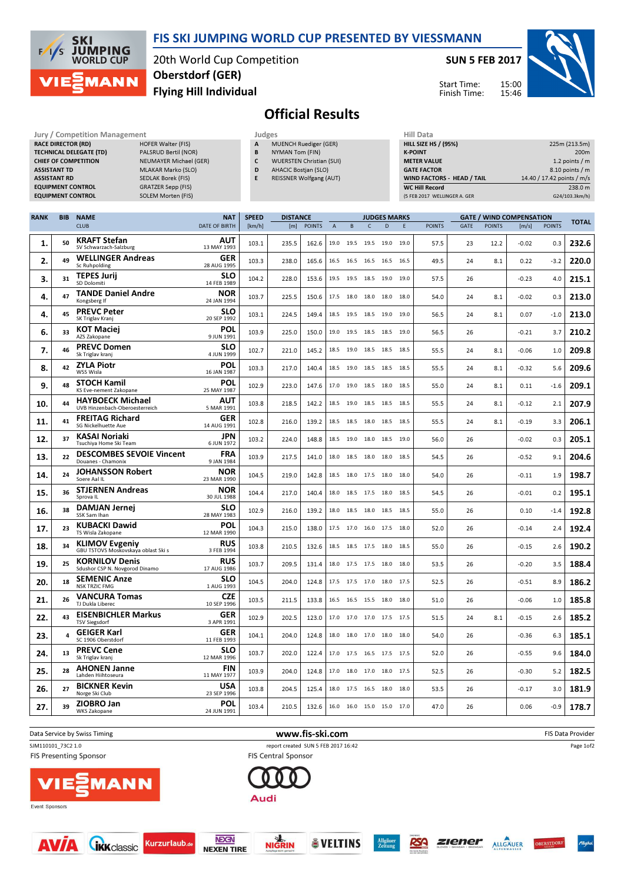# FIS SKI JUMPING WORLD CUP PRESENTED BY VIESSMANN

20th World Cup Competition
Oberstdorf (GER)
Flying Hill Individual

SUN 5 FEB 2017

Start Time: 15:00
Finish Time: 15:46

## Official Results

| Jury / Competition Management | |
|---|---|
| RACE DIRECTOR (RD) | HOFER Walter (FIS) |
| TECHNICAL DELEGATE (TD) | PALSRUD Bertil (NOR) |
| CHIEF OF COMPETITION | NEUMAYER Michael (GER) |
| ASSISTANT TD | MLAKAR Marko (SLO) |
| ASSISTANT RD | SEDLAK Borek (FIS) |
| EQUIPMENT CONTROL | GRATZER Sepp (FIS) |
| EQUIPMENT CONTROL | SOLEM Morten (FIS) |

| Judges | |
|---|---|
| A | MUENCH Ruediger (GER) |
| B | NYMAN Tom (FIN) |
| C | WUERSTEN Christian (SUI) |
| D | AHACIC Bostjan (SLO) |
| E | REISSNER Wolfgang (AUT) |

| Hill Data | |
|---|---|
| HILL SIZE HS / (95%) | 225m (213.5m) |
| K-POINT | 200m |
| METER VALUE | 1.2 points / m |
| GATE FACTOR | 8.10 points / m |
| WIND FACTORS - HEAD / TAIL | 14.40 / 17.42 points / m/s |
| WC Hill Record | 238.0 m |
| (5 FEB 2017 WELLINGER A. GER | G24/103.3km/h) |

| RANK | BIB | NAME / CLUB | NAT / DATE OF BIRTH | SPEED [km/h] | DISTANCE [m] | DISTANCE POINTS | A | B | C | D | E | JUDGES POINTS | GATE | GATE POINTS | WIND [m/s] | WIND POINTS | TOTAL |
|---|---|---|---|---|---|---|---|---|---|---|---|---|---|---|---|---|---|
| 1. | 50 | KRAFT Stefan / SV Schwarzach-Salzburg | AUT / 13 MAY 1993 | 103.1 | 235.5 | 162.6 | 19.0 | 19.5 | 19.5 | 19.0 | 19.0 | 57.5 | 23 | 12.2 | -0.02 | 0.3 | 232.6 |
| 2. | 49 | WELLINGER Andreas / Sc Ruhpolding | GER / 28 AUG 1995 | 103.3 | 238.0 | 165.6 | 16.5 | 16.5 | 16.5 | 16.5 | 16.5 | 49.5 | 24 | 8.1 | 0.22 | -3.2 | 220.0 |
| 3. | 31 | TEPES Jurij / SD Dolomiti | SLO / 14 FEB 1989 | 104.2 | 228.0 | 153.6 | 19.5 | 19.5 | 18.5 | 19.0 | 19.0 | 57.5 | 26 | | -0.23 | 4.0 | 215.1 |
| 4. | 47 | TANDE Daniel Andre / Kongsberg If | NOR / 24 JAN 1994 | 103.7 | 225.5 | 150.6 | 17.5 | 18.0 | 18.0 | 18.0 | 18.0 | 54.0 | 24 | 8.1 | -0.02 | 0.3 | 213.0 |
| 4. | 45 | PREVC Peter / SK Triglav Kranj | SLO / 20 SEP 1992 | 103.1 | 224.5 | 149.4 | 18.5 | 19.5 | 18.5 | 19.0 | 19.0 | 56.5 | 24 | 8.1 | 0.07 | -1.0 | 213.0 |
| 6. | 33 | KOT Maciej / AZS Zakopane | POL / 9 JUN 1991 | 103.9 | 225.0 | 150.0 | 19.0 | 19.5 | 18.5 | 18.5 | 19.0 | 56.5 | 26 | | -0.21 | 3.7 | 210.2 |
| 7. | 46 | PREVC Domen / Sk Triglav kranj | SLO / 4 JUN 1999 | 102.7 | 221.0 | 145.2 | 18.5 | 19.0 | 18.5 | 18.5 | 18.5 | 55.5 | 24 | 8.1 | -0.06 | 1.0 | 209.8 |
| 8. | 42 | ZYLA Piotr / WSS Wisla | POL / 16 JAN 1987 | 103.3 | 217.0 | 140.4 | 18.5 | 19.0 | 18.5 | 18.5 | 18.5 | 55.5 | 24 | 8.1 | -0.32 | 5.6 | 209.6 |
| 9. | 48 | STOCH Kamil / KS Eve-nement Zakopane | POL / 25 MAY 1987 | 102.9 | 223.0 | 147.6 | 17.0 | 19.0 | 18.5 | 18.0 | 18.5 | 55.0 | 24 | 8.1 | 0.11 | -1.6 | 209.1 |
| 10. | 44 | HAYBOECK Michael / UVB Hinzenbach-Oberoesterreich | AUT / 5 MAR 1991 | 103.8 | 218.5 | 142.2 | 18.5 | 19.0 | 18.5 | 18.5 | 18.5 | 55.5 | 24 | 8.1 | -0.12 | 2.1 | 207.9 |
| 11. | 41 | FREITAG Richard / SG Nickelhuette Aue | GER / 14 AUG 1991 | 102.8 | 216.0 | 139.2 | 18.5 | 18.5 | 18.0 | 18.5 | 18.5 | 55.5 | 24 | 8.1 | -0.19 | 3.3 | 206.1 |
| 12. | 37 | KASAI Noriaki / Tsuchiya Home Ski Team | JPN / 6 JUN 1972 | 103.2 | 224.0 | 148.8 | 18.5 | 19.0 | 18.0 | 18.5 | 19.0 | 56.0 | 26 | | -0.02 | 0.3 | 205.1 |
| 13. | 22 | DESCOMBES SEVOIE Vincent / Douanes - Chamonix | FRA / 9 JAN 1984 | 103.9 | 217.5 | 141.0 | 18.0 | 18.5 | 18.0 | 18.0 | 18.5 | 54.5 | 26 | | -0.52 | 9.1 | 204.6 |
| 14. | 24 | JOHANSSON Robert / Soere Aal IL | NOR / 23 MAR 1990 | 104.5 | 219.0 | 142.8 | 18.5 | 18.0 | 17.5 | 18.0 | 18.0 | 54.0 | 26 | | -0.11 | 1.9 | 198.7 |
| 15. | 36 | STJERNEN Andreas / Sprova IL | NOR / 30 JUL 1988 | 104.4 | 217.0 | 140.4 | 18.0 | 18.5 | 17.5 | 18.0 | 18.5 | 54.5 | 26 | | -0.01 | 0.2 | 195.1 |
| 16. | 38 | DAMJAN Jernej / SSK Sam Ihan | SLO / 28 MAY 1983 | 102.9 | 216.0 | 139.2 | 18.0 | 18.5 | 18.0 | 18.5 | 18.5 | 55.0 | 26 | | 0.10 | -1.4 | 192.8 |
| 17. | 23 | KUBACKI Dawid / TS Wisla Zakopane | POL / 12 MAR 1990 | 104.3 | 215.0 | 138.0 | 17.5 | 17.0 | 16.0 | 17.5 | 18.0 | 52.0 | 26 | | -0.14 | 2.4 | 192.4 |
| 18. | 34 | KLIMOV Evgeniy / GBU TSTOVS Moskovskaya oblast Ski s | RUS / 3 FEB 1994 | 103.8 | 210.5 | 132.6 | 18.5 | 18.5 | 17.5 | 18.0 | 18.5 | 55.0 | 26 | | -0.15 | 2.6 | 190.2 |
| 19. | 25 | KORNILOV Denis / Sdushor CSP N. Novgorod Dinamo | RUS / 17 AUG 1986 | 103.7 | 209.5 | 131.4 | 18.0 | 17.5 | 17.5 | 18.0 | 18.0 | 53.5 | 26 | | -0.20 | 3.5 | 188.4 |
| 20. | 18 | SEMENIC Anze / NSK TRZIC FMG | SLO / 1 AUG 1993 | 104.5 | 204.0 | 124.8 | 17.5 | 17.5 | 17.0 | 18.0 | 17.5 | 52.5 | 26 | | -0.51 | 8.9 | 186.2 |
| 21. | 26 | VANCURA Tomas / TJ Dukla Liberec | CZE / 10 SEP 1996 | 103.5 | 211.5 | 133.8 | 16.5 | 16.5 | 15.5 | 18.0 | 18.0 | 51.0 | 26 | | -0.06 | 1.0 | 185.8 |
| 22. | 43 | EISENBICHLER Markus / TSV Siegsdorf | GER / 3 APR 1991 | 102.9 | 202.5 | 123.0 | 17.0 | 17.0 | 17.0 | 17.5 | 17.5 | 51.5 | 24 | 8.1 | -0.15 | 2.6 | 185.2 |
| 23. | 4 | GEIGER Karl / SC 1906 Oberstdorf | GER / 11 FEB 1993 | 104.1 | 204.0 | 124.8 | 18.0 | 18.0 | 17.0 | 18.0 | 18.0 | 54.0 | 26 | | -0.36 | 6.3 | 185.1 |
| 24. | 13 | PREVC Cene / Sk Triglav kranj | SLO / 12 MAR 1996 | 103.7 | 202.0 | 122.4 | 17.0 | 17.5 | 16.5 | 17.5 | 17.5 | 52.0 | 26 | | -0.55 | 9.6 | 184.0 |
| 25. | 28 | AHONEN Janne / Lahden Hiihtoseura | FIN / 11 MAY 1977 | 103.9 | 204.0 | 124.8 | 17.0 | 18.0 | 17.0 | 18.0 | 17.5 | 52.5 | 26 | | -0.30 | 5.2 | 182.5 |
| 26. | 27 | BICKNER Kevin / Norge Ski Club | USA / 23 SEP 1996 | 103.8 | 204.5 | 125.4 | 18.0 | 17.5 | 16.5 | 18.0 | 18.0 | 53.5 | 26 | | -0.17 | 3.0 | 181.9 |
| 27. | 39 | ZIOBRO Jan / WKS Zakopane | POL / 24 JUN 1991 | 103.4 | 210.5 | 132.6 | 16.0 | 16.0 | 15.0 | 15.0 | 17.0 | 47.0 | 26 | | 0.06 | -0.9 | 178.7 |

Data Service by Swiss Timing — www.fis-ski.com — FIS Data Provider

SJM110101_73C2 1.0 — report created SUN 5 FEB 2017 16:42

FIS Presenting Sponsor — FIS Central Sponsor

Event Sponsors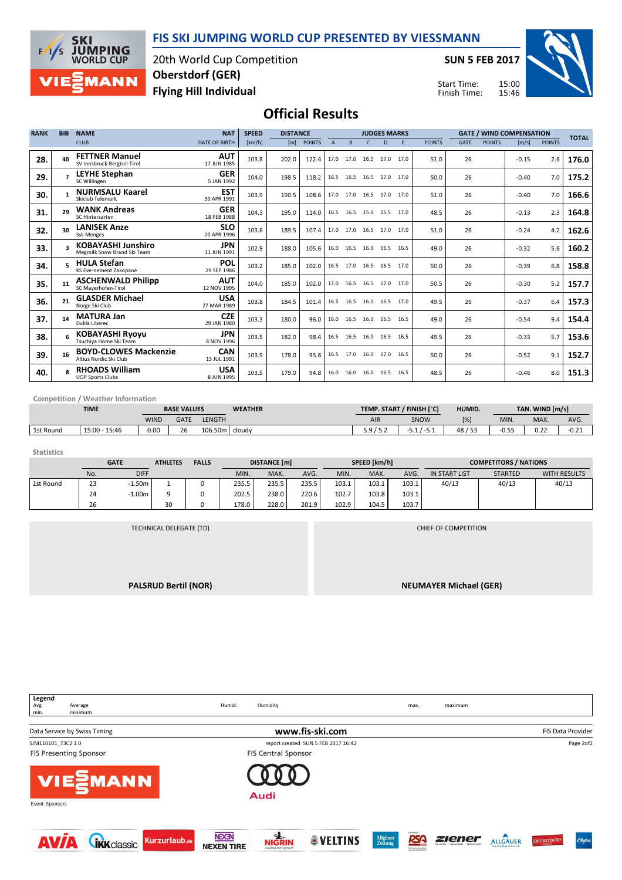# FIS SKI JUMPING WORLD CUP PRESENTED BY VIESSMANN

20th World Cup Competition
**Oberstdorf (GER)**
**Flying Hill Individual**

**SUN 5 FEB 2017**

Start Time: 15:00
Finish Time: 15:46

## Official Results

| RANK | BIB | NAME / CLUB | NAT / DATE OF BIRTH | SPEED [km/h] | DISTANCE [m] | DISTANCE POINTS | A | B | C | D | E | JUDGES POINTS | GATE | GATE POINTS | WIND [m/s] | WIND POINTS | TOTAL |
|---|---|---|---|---|---|---|---|---|---|---|---|---|---|---|---|---|---|
| 28. | 40 | **FETTNER Manuel** SV Innsbruck-Bergisel-Tirol | AUT 17 JUN 1985 | 103.8 | 202.0 | 122.4 | 17.0 | 17.0 | 16.5 | 17.0 | 17.0 | 51.0 | 26 | | -0.15 | 2.6 | 176.0 |
| 29. | 7 | **LEYHE Stephan** SC Willingen | GER 5 JAN 1992 | 104.0 | 198.5 | 118.2 | 16.5 | 16.5 | 16.5 | 17.0 | 17.0 | 50.0 | 26 | | -0.40 | 7.0 | 175.2 |
| 30. | 1 | **NURMSALU Kaarel** Skiclub Telemark | EST 30 APR 1991 | 103.9 | 190.5 | 108.6 | 17.0 | 17.0 | 16.5 | 17.0 | 17.0 | 51.0 | 26 | | -0.40 | 7.0 | 166.6 |
| 31. | 29 | **WANK Andreas** SC Hinterzarten | GER 18 FEB 1988 | 104.3 | 195.0 | 114.0 | 16.5 | 16.5 | 15.0 | 15.5 | 17.0 | 48.5 | 26 | | -0.13 | 2.3 | 164.8 |
| 32. | 30 | **LANISEK Anze** Ssk Menges | SLO 20 APR 1996 | 103.6 | 189.5 | 107.4 | 17.0 | 17.0 | 16.5 | 17.0 | 17.0 | 51.0 | 26 | | -0.24 | 4.2 | 162.6 |
| 33. | 3 | **KOBAYASHI Junshiro** Megmilk Snow Brand Ski Team | JPN 11 JUN 1991 | 102.9 | 188.0 | 105.6 | 16.0 | 16.5 | 16.0 | 16.5 | 16.5 | 49.0 | 26 | | -0.32 | 5.6 | 160.2 |
| 34. | 5 | **HULA Stefan** KS Eve-nement Zakopane | POL 29 SEP 1986 | 103.2 | 185.0 | 102.0 | 16.5 | 17.0 | 16.5 | 16.5 | 17.0 | 50.0 | 26 | | -0.39 | 6.8 | 158.8 |
| 35. | 11 | **ASCHENWALD Philipp** SC Mayerhofen-Tirol | AUT 12 NOV 1995 | 104.0 | 185.0 | 102.0 | 17.0 | 16.5 | 16.5 | 17.0 | 17.0 | 50.5 | 26 | | -0.30 | 5.2 | 157.7 |
| 36. | 21 | **GLASDER Michael** Norge Ski Club | USA 27 MAR 1989 | 103.8 | 184.5 | 101.4 | 16.5 | 16.5 | 16.0 | 16.5 | 17.0 | 49.5 | 26 | | -0.37 | 6.4 | 157.3 |
| 37. | 14 | **MATURA Jan** Dukla Liberec | CZE 29 JAN 1980 | 103.3 | 180.0 | 96.0 | 16.0 | 16.5 | 16.0 | 16.5 | 16.5 | 49.0 | 26 | | -0.54 | 9.4 | 154.4 |
| 38. | 6 | **KOBAYASHI Ryoyu** Tsuchiya Home Ski Team | JPN 8 NOV 1996 | 103.5 | 182.0 | 98.4 | 16.5 | 16.5 | 16.0 | 16.5 | 16.5 | 49.5 | 26 | | -0.33 | 5.7 | 153.6 |
| 39. | 16 | **BOYD-CLOWES Mackenzie** Altius Nordic Ski Club | CAN 13 JUL 1991 | 103.9 | 178.0 | 93.6 | 16.5 | 17.0 | 16.0 | 17.0 | 16.5 | 50.0 | 26 | | -0.52 | 9.1 | 152.7 |
| 40. | 8 | **RHOADS William** UOP Sports Clubs | USA 8 JUN 1995 | 103.5 | 179.0 | 94.8 | 16.0 | 16.0 | 16.0 | 16.5 | 16.5 | 48.5 | 26 | | -0.46 | 8.0 | 151.3 |

### Competition / Weather Information

| | TIME | BASE VALUES WIND | BASE VALUES GATE | BASE VALUES LENGTH | WEATHER | TEMP. START / FINISH [°C] AIR | TEMP. START / FINISH [°C] SNOW | HUMID. [%] | TAN. WIND [m/s] MIN. | TAN. WIND [m/s] MAX. | TAN. WIND [m/s] AVG. |
|---|---|---|---|---|---|---|---|---|---|---|---|
| 1st Round | 15:00 - 15:46 | 0.00 | 26 | 106.50m | cloudy | 5.9 / 5.2 | -5.1 / -5.1 | 48 / 53 | -0.55 | 0.22 | -0.21 |

### Statistics

| | GATE No. | GATE DIFF | ATHLETES | FALLS | DISTANCE [m] MIN. | DISTANCE [m] MAX. | DISTANCE [m] AVG. | SPEED [km/h] MIN. | SPEED [km/h] MAX. | SPEED [km/h] AVG. | COMPETITORS / NATIONS IN START LIST | STARTED | WITH RESULTS |
|---|---|---|---|---|---|---|---|---|---|---|---|---|---|
| 1st Round | 23 | -1.50m | 1 | 0 | 235.5 | 235.5 | 235.5 | 103.1 | 103.1 | 103.1 | 40/13 | 40/13 | 40/13 |
| | 24 | -1.00m | 9 | 0 | 202.5 | 238.0 | 220.6 | 102.7 | 103.8 | 103.1 | | | |
| | 26 | | 30 | 0 | 178.0 | 228.0 | 201.9 | 102.9 | 104.5 | 103.7 | | | |

TECHNICAL DELEGATE (TD): **PALSRUD Bertil (NOR)**

CHIEF OF COMPETITION: **NEUMAYER Michael (GER)**

**Legend**
Avg. Average
min. minimum
Humid. Humidity
max. maximum

Data Service by Swiss Timing — www.fis-ski.com — FIS Data Provider

SJM110101_73C2 1.0 — report created SUN 5 FEB 2017 16:42

FIS Presenting Sponsor: VIESSMANN
FIS Central Sponsor: Audi
Event Sponsors